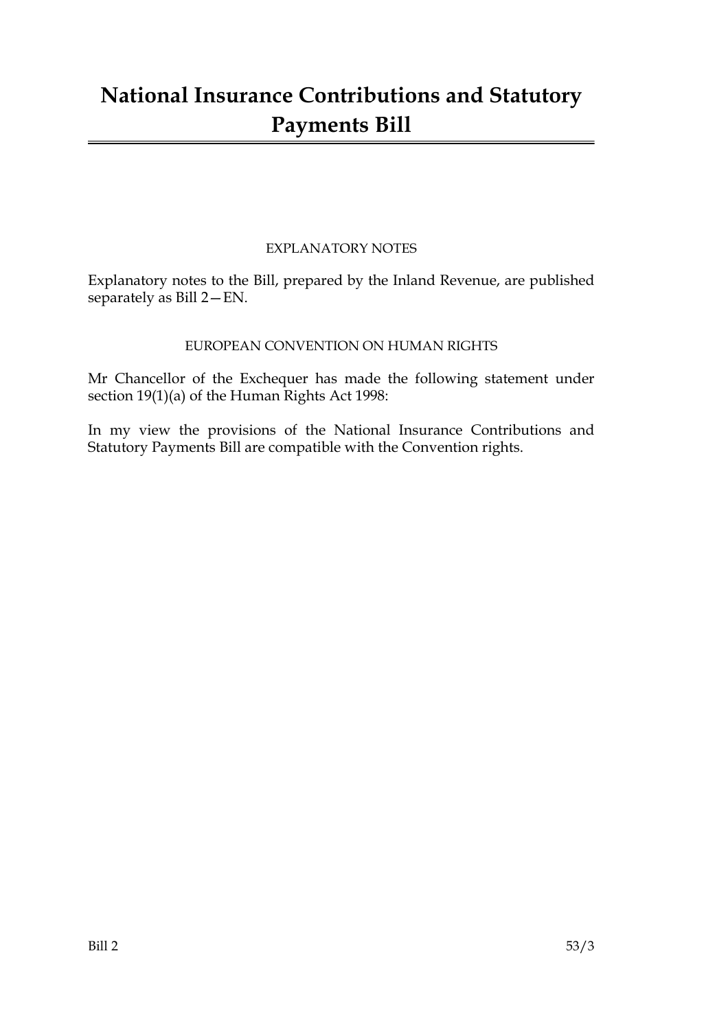# National Insurance Contributions and Statutory Payments Bill

EXPLANATORY NOTES

Explanatory notes to the Bill, prepared by the Inland Revenue, are published separately as Bill 2—EN.

EUROPEAN CONVENTION ON HUMAN RIGHTS

Mr Chancellor of the Exchequer has made the following statement under section 19(1)(a) of the Human Rights Act 1998:

In my view the provisions of the National Insurance Contributions and Statutory Payments Bill are compatible with the Convention rights.

Bill 2 53/3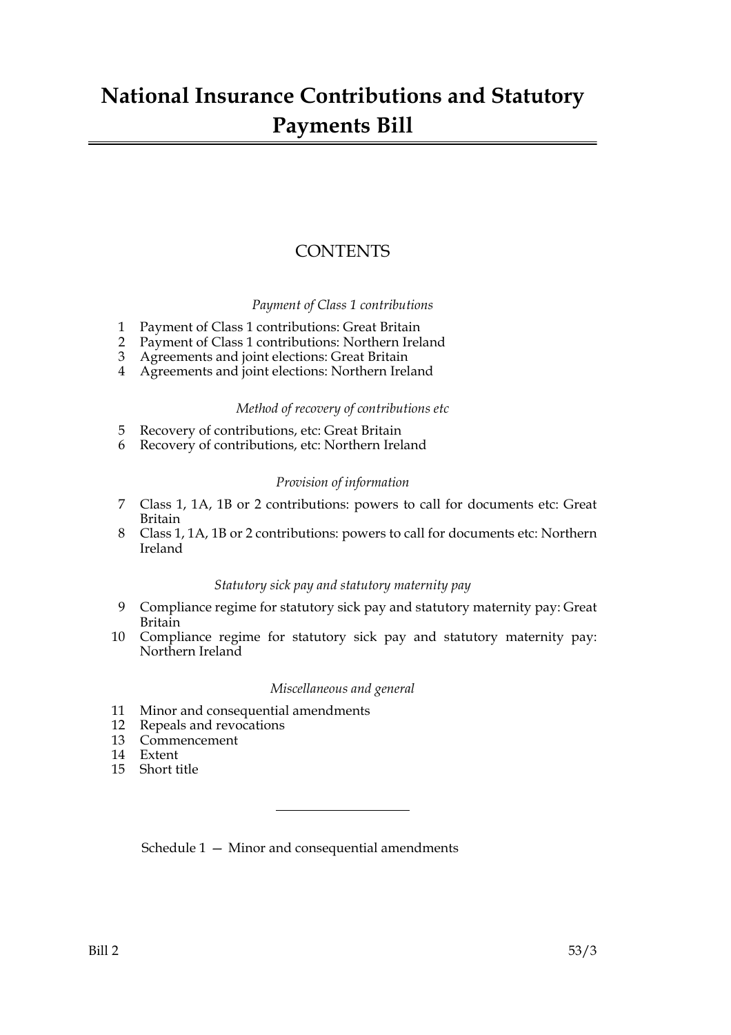# National Insurance Contributions and Statutory Payments Bill

## CONTENTS

*Payment of Class 1 contributions*

1 Payment of Class 1 contributions: Great Britain
2 Payment of Class 1 contributions: Northern Ireland
3 Agreements and joint elections: Great Britain
4 Agreements and joint elections: Northern Ireland

*Method of recovery of contributions etc*

5 Recovery of contributions, etc: Great Britain
6 Recovery of contributions, etc: Northern Ireland

*Provision of information*

7 Class 1, 1A, 1B or 2 contributions: powers to call for documents etc: Great Britain
8 Class 1, 1A, 1B or 2 contributions: powers to call for documents etc: Northern Ireland

*Statutory sick pay and statutory maternity pay*

9 Compliance regime for statutory sick pay and statutory maternity pay: Great Britain
10 Compliance regime for statutory sick pay and statutory maternity pay: Northern Ireland

*Miscellaneous and general*

11 Minor and consequential amendments
12 Repeals and revocations
13 Commencement
14 Extent
15 Short title

---

Schedule 1 — Minor and consequential amendments

Bill 2 53/3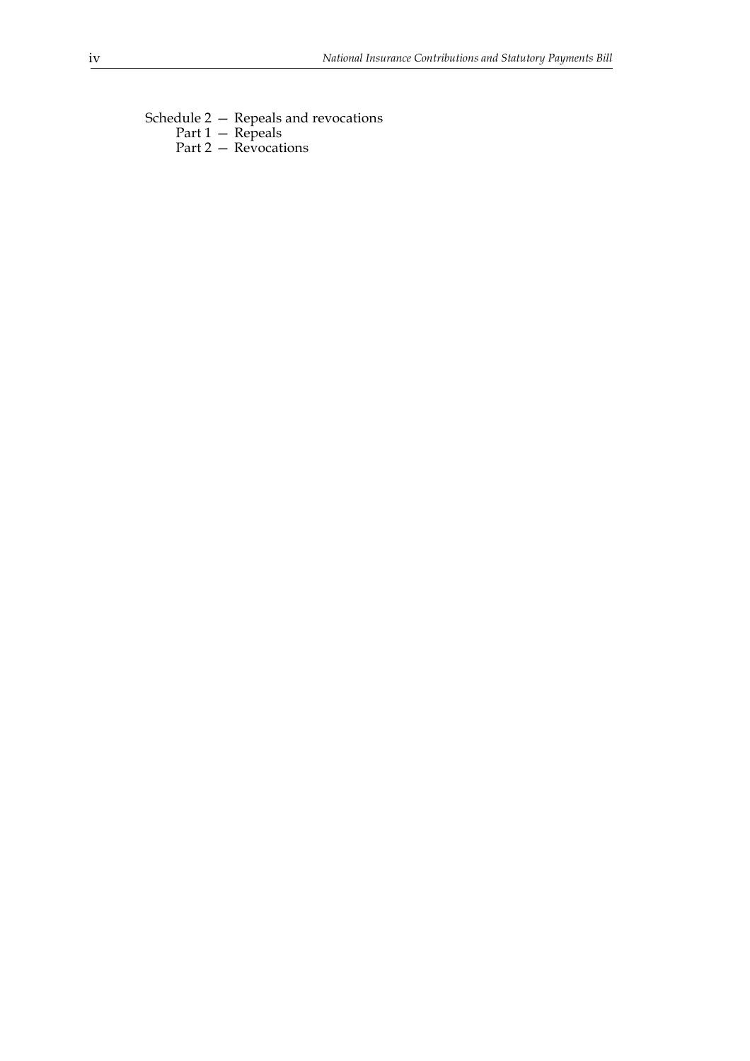Schedule 2 — Repeals and revocations
  Part 1 — Repeals
  Part 2 — Revocations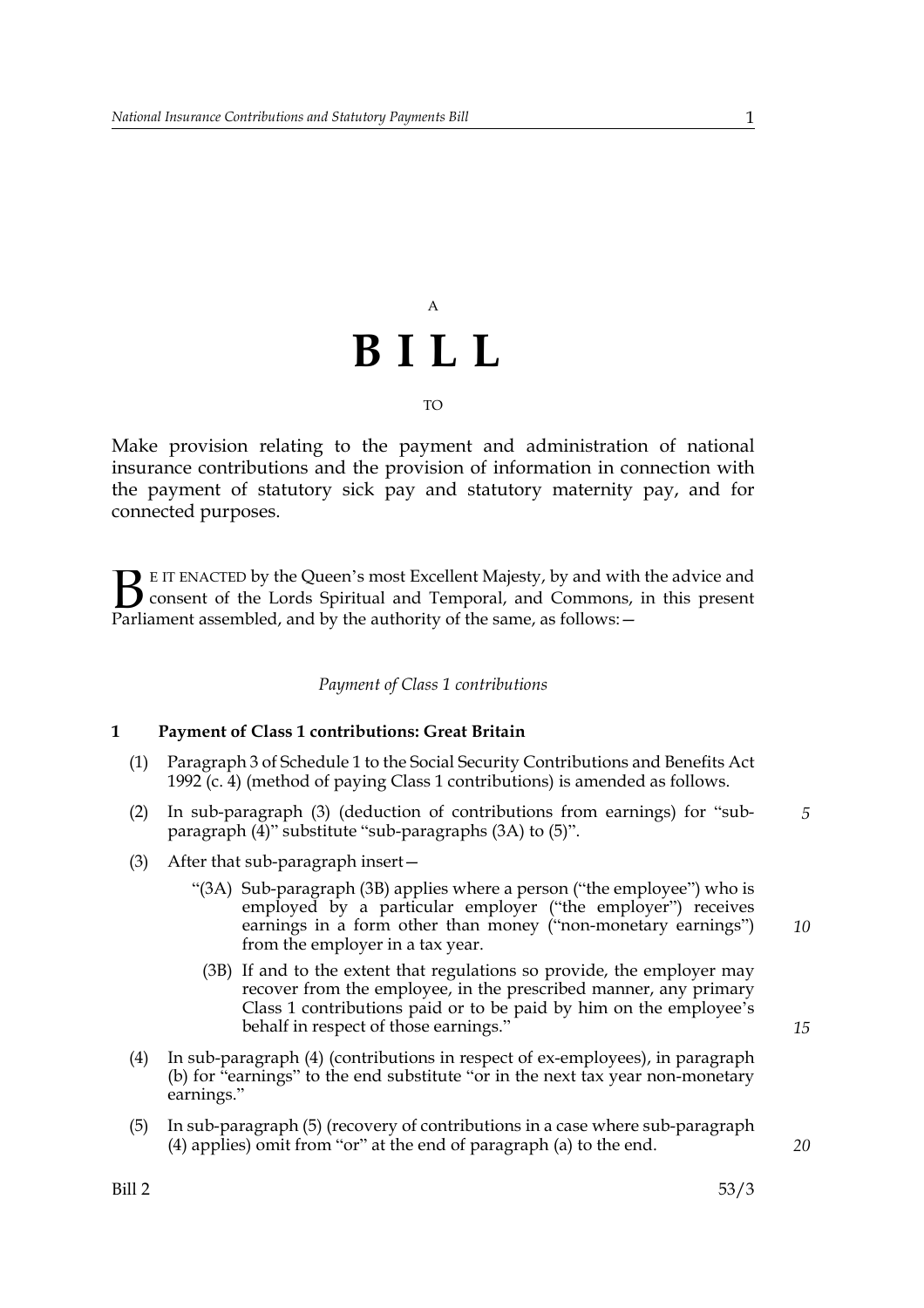A

# BILL

TO

Make provision relating to the payment and administration of national insurance contributions and the provision of information in connection with the payment of statutory sick pay and statutory maternity pay, and for connected purposes.

BE IT ENACTED by the Queen's most Excellent Majesty, by and with the advice and consent of the Lords Spiritual and Temporal, and Commons, in this present Parliament assembled, and by the authority of the same, as follows:—

*Payment of Class 1 contributions*

### 1 Payment of Class 1 contributions: Great Britain

(1) Paragraph 3 of Schedule 1 to the Social Security Contributions and Benefits Act 1992 (c. 4) (method of paying Class 1 contributions) is amended as follows.

(2) In sub-paragraph (3) (deduction of contributions from earnings) for "sub-paragraph (4)" substitute "sub-paragraphs (3A) to (5)".

(3) After that sub-paragraph insert—

"(3A) Sub-paragraph (3B) applies where a person ("the employee") who is employed by a particular employer ("the employer") receives earnings in a form other than money ("non-monetary earnings") from the employer in a tax year.

(3B) If and to the extent that regulations so provide, the employer may recover from the employee, in the prescribed manner, any primary Class 1 contributions paid or to be paid by him on the employee's behalf in respect of those earnings."

(4) In sub-paragraph (4) (contributions in respect of ex-employees), in paragraph (b) for "earnings" to the end substitute "or in the next tax year non-monetary earnings."

(5) In sub-paragraph (5) (recovery of contributions in a case where sub-paragraph (4) applies) omit from "or" at the end of paragraph (a) to the end.

Bill 2 53/3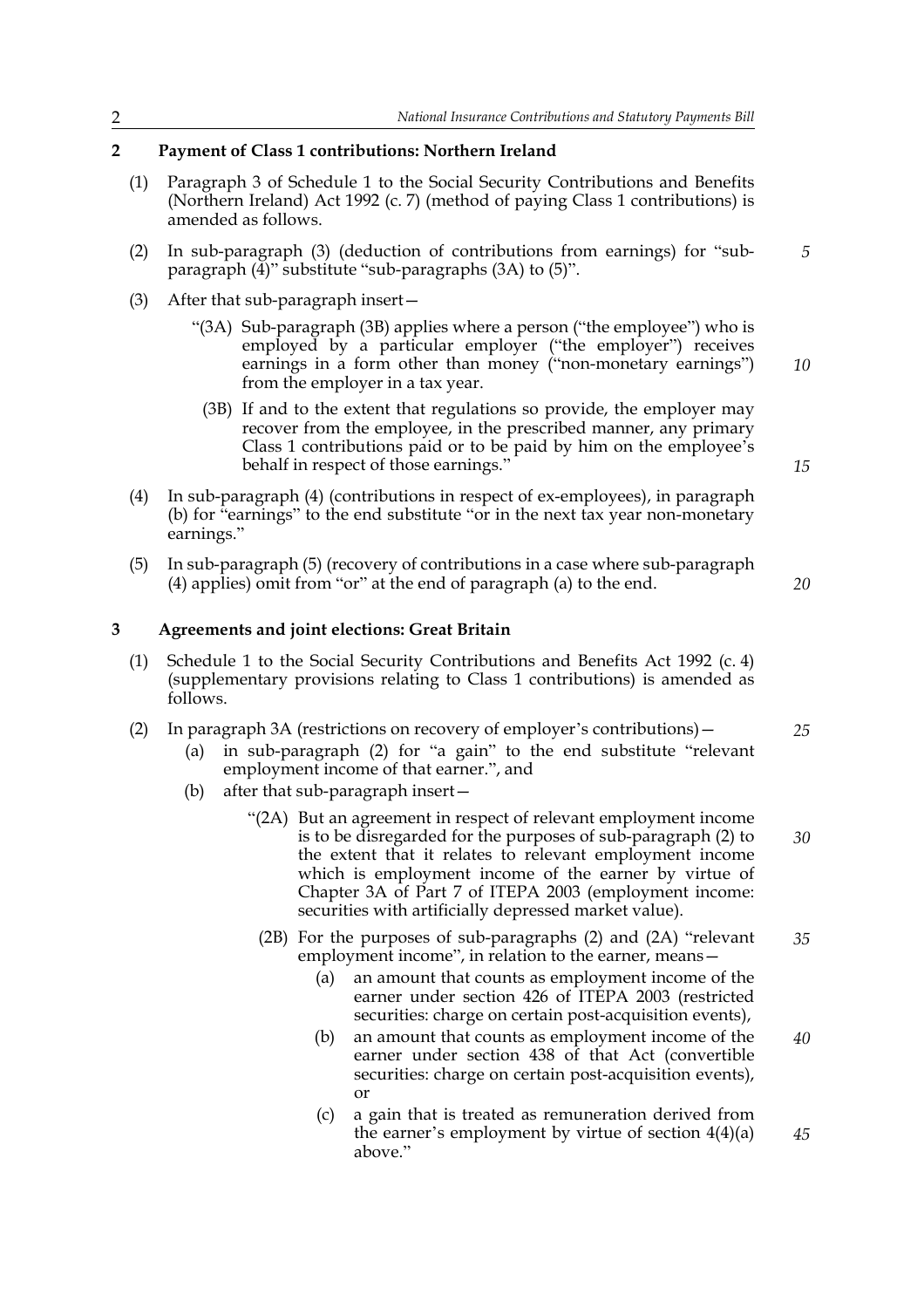## 2 Payment of Class 1 contributions: Northern Ireland

(1) Paragraph 3 of Schedule 1 to the Social Security Contributions and Benefits (Northern Ireland) Act 1992 (c. 7) (method of paying Class 1 contributions) is amended as follows.

(2) In sub-paragraph (3) (deduction of contributions from earnings) for "sub-paragraph (4)" substitute "sub-paragraphs (3A) to (5)".

(3) After that sub-paragraph insert—

"(3A) Sub-paragraph (3B) applies where a person ("the employee") who is employed by a particular employer ("the employer") receives earnings in a form other than money ("non-monetary earnings") from the employer in a tax year.

(3B) If and to the extent that regulations so provide, the employer may recover from the employee, in the prescribed manner, any primary Class 1 contributions paid or to be paid by him on the employee's behalf in respect of those earnings."

(4) In sub-paragraph (4) (contributions in respect of ex-employees), in paragraph (b) for "earnings" to the end substitute "or in the next tax year non-monetary earnings."

(5) In sub-paragraph (5) (recovery of contributions in a case where sub-paragraph (4) applies) omit from "or" at the end of paragraph (a) to the end.

## 3 Agreements and joint elections: Great Britain

(1) Schedule 1 to the Social Security Contributions and Benefits Act 1992 (c. 4) (supplementary provisions relating to Class 1 contributions) is amended as follows.

(2) In paragraph 3A (restrictions on recovery of employer's contributions)—

(a) in sub-paragraph (2) for "a gain" to the end substitute "relevant employment income of that earner.", and

(b) after that sub-paragraph insert—

"(2A) But an agreement in respect of relevant employment income is to be disregarded for the purposes of sub-paragraph (2) to the extent that it relates to relevant employment income which is employment income of the earner by virtue of Chapter 3A of Part 7 of ITEPA 2003 (employment income: securities with artificially depressed market value).

(2B) For the purposes of sub-paragraphs (2) and (2A) "relevant employment income", in relation to the earner, means—

(a) an amount that counts as employment income of the earner under section 426 of ITEPA 2003 (restricted securities: charge on certain post-acquisition events),

(b) an amount that counts as employment income of the earner under section 438 of that Act (convertible securities: charge on certain post-acquisition events), or

(c) a gain that is treated as remuneration derived from the earner's employment by virtue of section 4(4)(a) above."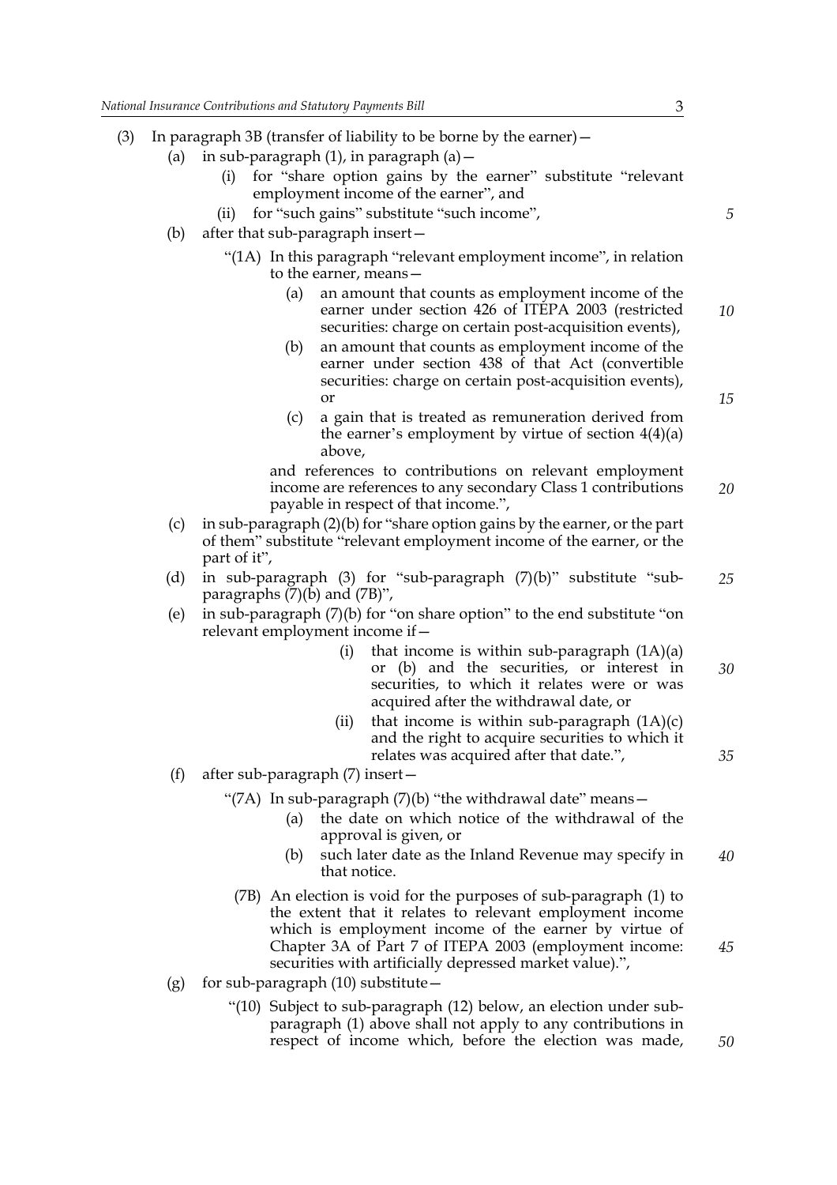(3) In paragraph 3B (transfer of liability to be borne by the earner)—

  (a) in sub-paragraph (1), in paragraph (a)—

    (i) for "share option gains by the earner" substitute "relevant employment income of the earner", and

    (ii) for "such gains" substitute "such income",

  (b) after that sub-paragraph insert—

    "(1A) In this paragraph "relevant employment income", in relation to the earner, means—

      (a) an amount that counts as employment income of the earner under section 426 of ITEPA 2003 (restricted securities: charge on certain post-acquisition events),

      (b) an amount that counts as employment income of the earner under section 438 of that Act (convertible securities: charge on certain post-acquisition events), or

      (c) a gain that is treated as remuneration derived from the earner's employment by virtue of section 4(4)(a) above,

    and references to contributions on relevant employment income are references to any secondary Class 1 contributions payable in respect of that income.",

  (c) in sub-paragraph (2)(b) for "share option gains by the earner, or the part of them" substitute "relevant employment income of the earner, or the part of it",

  (d) in sub-paragraph (3) for "sub-paragraph (7)(b)" substitute "sub-paragraphs (7)(b) and (7B)",

  (e) in sub-paragraph (7)(b) for "on share option" to the end substitute "on relevant employment income if—

      (i) that income is within sub-paragraph (1A)(a) or (b) and the securities, or interest in securities, to which it relates were or was acquired after the withdrawal date, or

      (ii) that income is within sub-paragraph (1A)(c) and the right to acquire securities to which it relates was acquired after that date.",

  (f) after sub-paragraph (7) insert—

    "(7A) In sub-paragraph (7)(b) "the withdrawal date" means—

      (a) the date on which notice of the withdrawal of the approval is given, or

      (b) such later date as the Inland Revenue may specify in that notice.

    (7B) An election is void for the purposes of sub-paragraph (1) to the extent that it relates to relevant employment income which is employment income of the earner by virtue of Chapter 3A of Part 7 of ITEPA 2003 (employment income: securities with artificially depressed market value).",

  (g) for sub-paragraph (10) substitute—

    "(10) Subject to sub-paragraph (12) below, an election under sub-paragraph (1) above shall not apply to any contributions in respect of income which, before the election was made,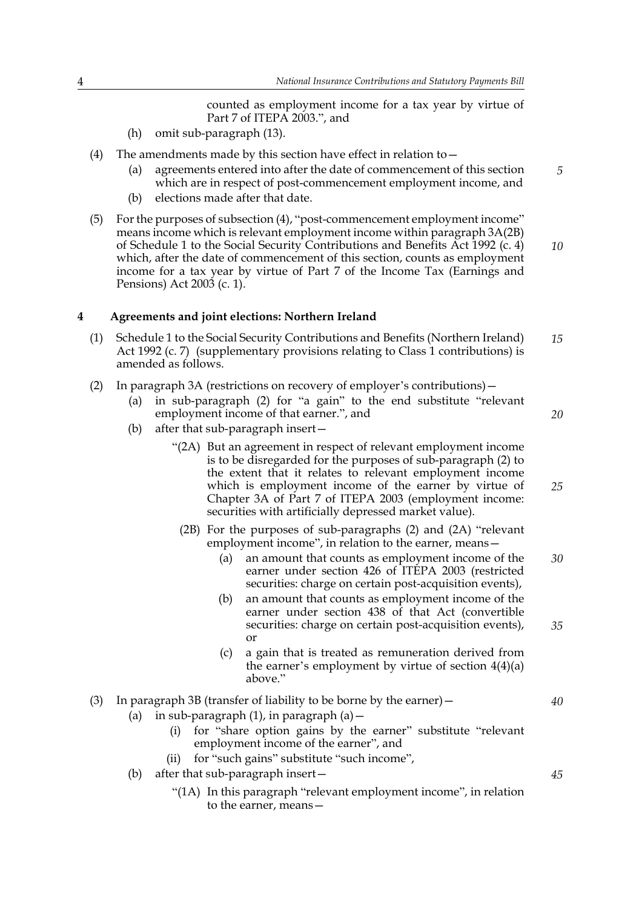counted as employment income for a tax year by virtue of Part 7 of ITEPA 2003.", and

(h) omit sub-paragraph (13).

(4) The amendments made by this section have effect in relation to—

(a) agreements entered into after the date of commencement of this section which are in respect of post-commencement employment income, and

(b) elections made after that date.

(5) For the purposes of subsection (4), "post-commencement employment income" means income which is relevant employment income within paragraph 3A(2B) of Schedule 1 to the Social Security Contributions and Benefits Act 1992 (c. 4) which, after the date of commencement of this section, counts as employment income for a tax year by virtue of Part 7 of the Income Tax (Earnings and Pensions) Act 2003 (c. 1).

## 4 Agreements and joint elections: Northern Ireland

(1) Schedule 1 to the Social Security Contributions and Benefits (Northern Ireland) Act 1992 (c. 7) (supplementary provisions relating to Class 1 contributions) is amended as follows.

(2) In paragraph 3A (restrictions on recovery of employer's contributions)—

(a) in sub-paragraph (2) for "a gain" to the end substitute "relevant employment income of that earner.", and

(b) after that sub-paragraph insert—

"(2A) But an agreement in respect of relevant employment income is to be disregarded for the purposes of sub-paragraph (2) to the extent that it relates to relevant employment income which is employment income of the earner by virtue of Chapter 3A of Part 7 of ITEPA 2003 (employment income: securities with artificially depressed market value).

(2B) For the purposes of sub-paragraphs (2) and (2A) "relevant employment income", in relation to the earner, means—

(a) an amount that counts as employment income of the earner under section 426 of ITEPA 2003 (restricted securities: charge on certain post-acquisition events),

(b) an amount that counts as employment income of the earner under section 438 of that Act (convertible securities: charge on certain post-acquisition events), or

(c) a gain that is treated as remuneration derived from the earner's employment by virtue of section 4(4)(a) above."

(3) In paragraph 3B (transfer of liability to be borne by the earner)—

(a) in sub-paragraph (1), in paragraph (a)—

(i) for "share option gains by the earner" substitute "relevant employment income of the earner", and

(ii) for "such gains" substitute "such income",

(b) after that sub-paragraph insert—

"(1A) In this paragraph "relevant employment income", in relation to the earner, means—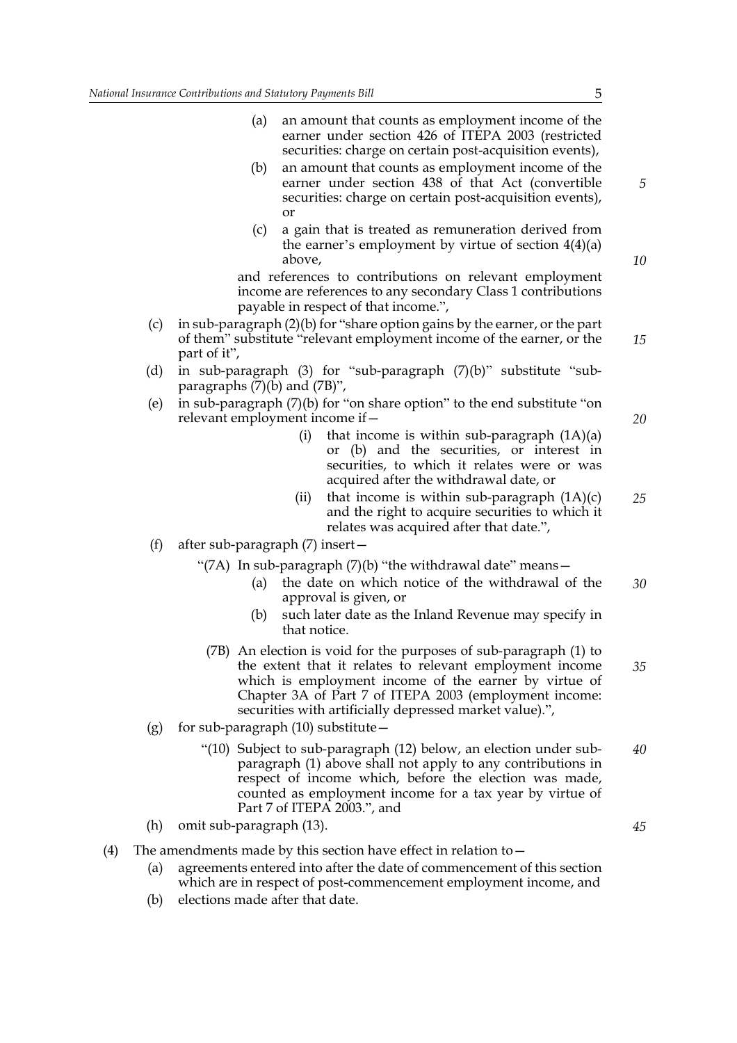(a) an amount that counts as employment income of the earner under section 426 of ITEPA 2003 (restricted securities: charge on certain post-acquisition events),

(b) an amount that counts as employment income of the earner under section 438 of that Act (convertible securities: charge on certain post-acquisition events), or

(c) a gain that is treated as remuneration derived from the earner's employment by virtue of section 4(4)(a) above,

and references to contributions on relevant employment income are references to any secondary Class 1 contributions payable in respect of that income.",

(c) in sub-paragraph (2)(b) for "share option gains by the earner, or the part of them" substitute "relevant employment income of the earner, or the part of it",

(d) in sub-paragraph (3) for "sub-paragraph (7)(b)" substitute "sub-paragraphs (7)(b) and (7B)",

(e) in sub-paragraph (7)(b) for "on share option" to the end substitute "on relevant employment income if—

(i) that income is within sub-paragraph (1A)(a) or (b) and the securities, or interest in securities, to which it relates were or was acquired after the withdrawal date, or

(ii) that income is within sub-paragraph (1A)(c) and the right to acquire securities to which it relates was acquired after that date.",

(f) after sub-paragraph (7) insert—

"(7A) In sub-paragraph (7)(b) "the withdrawal date" means—

(a) the date on which notice of the withdrawal of the approval is given, or

(b) such later date as the Inland Revenue may specify in that notice.

(7B) An election is void for the purposes of sub-paragraph (1) to the extent that it relates to relevant employment income which is employment income of the earner by virtue of Chapter 3A of Part 7 of ITEPA 2003 (employment income: securities with artificially depressed market value).",

(g) for sub-paragraph (10) substitute—

"(10) Subject to sub-paragraph (12) below, an election under sub-paragraph (1) above shall not apply to any contributions in respect of income which, before the election was made, counted as employment income for a tax year by virtue of Part 7 of ITEPA 2003.", and

(h) omit sub-paragraph (13).

(4) The amendments made by this section have effect in relation to—

(a) agreements entered into after the date of commencement of this section which are in respect of post-commencement employment income, and

(b) elections made after that date.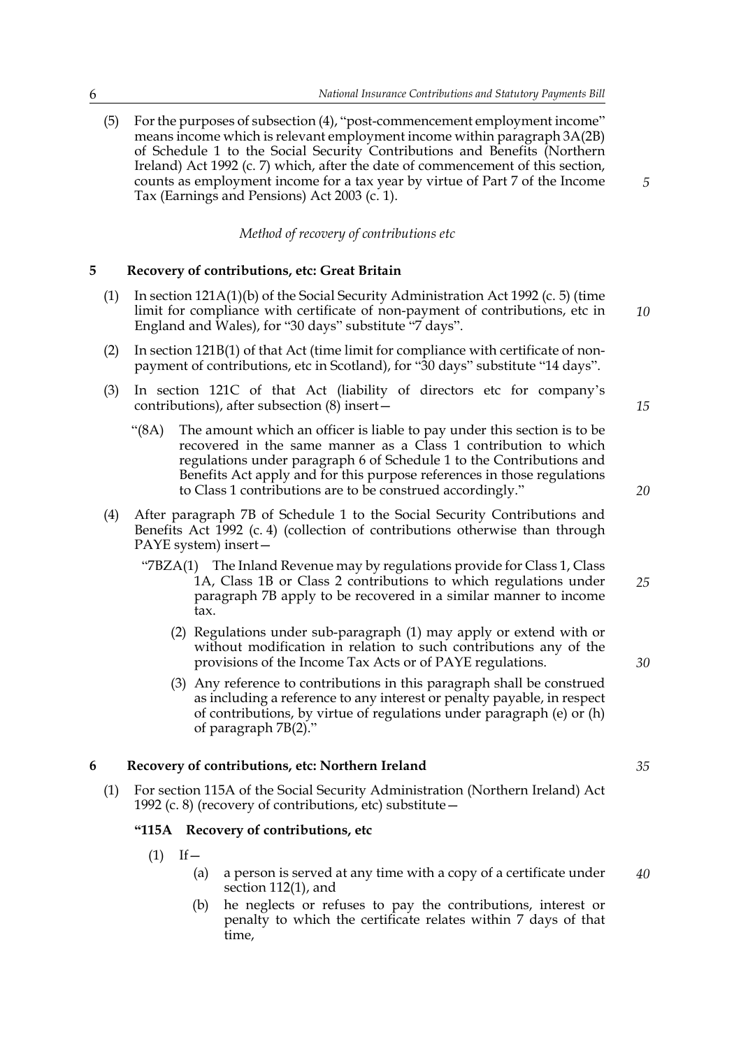(5) For the purposes of subsection (4), "post-commencement employment income" means income which is relevant employment income within paragraph 3A(2B) of Schedule 1 to the Social Security Contributions and Benefits (Northern Ireland) Act 1992 (c. 7) which, after the date of commencement of this section, counts as employment income for a tax year by virtue of Part 7 of the Income Tax (Earnings and Pensions) Act 2003 (c. 1).

*Method of recovery of contributions etc*

## 5 Recovery of contributions, etc: Great Britain

(1) In section 121A(1)(b) of the Social Security Administration Act 1992 (c. 5) (time limit for compliance with certificate of non-payment of contributions, etc in England and Wales), for "30 days" substitute "7 days".

(2) In section 121B(1) of that Act (time limit for compliance with certificate of non-payment of contributions, etc in Scotland), for "30 days" substitute "14 days".

(3) In section 121C of that Act (liability of directors etc for company's contributions), after subsection (8) insert—

"(8A) The amount which an officer is liable to pay under this section is to be recovered in the same manner as a Class 1 contribution to which regulations under paragraph 6 of Schedule 1 to the Contributions and Benefits Act apply and for this purpose references in those regulations to Class 1 contributions are to be construed accordingly."

(4) After paragraph 7B of Schedule 1 to the Social Security Contributions and Benefits Act 1992 (c. 4) (collection of contributions otherwise than through PAYE system) insert—

"7BZA(1) The Inland Revenue may by regulations provide for Class 1, Class 1A, Class 1B or Class 2 contributions to which regulations under paragraph 7B apply to be recovered in a similar manner to income tax.

(2) Regulations under sub-paragraph (1) may apply or extend with or without modification in relation to such contributions any of the provisions of the Income Tax Acts or of PAYE regulations.

(3) Any reference to contributions in this paragraph shall be construed as including a reference to any interest or penalty payable, in respect of contributions, by virtue of regulations under paragraph (e) or (h) of paragraph 7B(2)."

## 6 Recovery of contributions, etc: Northern Ireland

(1) For section 115A of the Social Security Administration (Northern Ireland) Act 1992 (c. 8) (recovery of contributions, etc) substitute—

**"115A Recovery of contributions, etc**

(1) If—

(a) a person is served at any time with a copy of a certificate under section 112(1), and

(b) he neglects or refuses to pay the contributions, interest or penalty to which the certificate relates within 7 days of that time,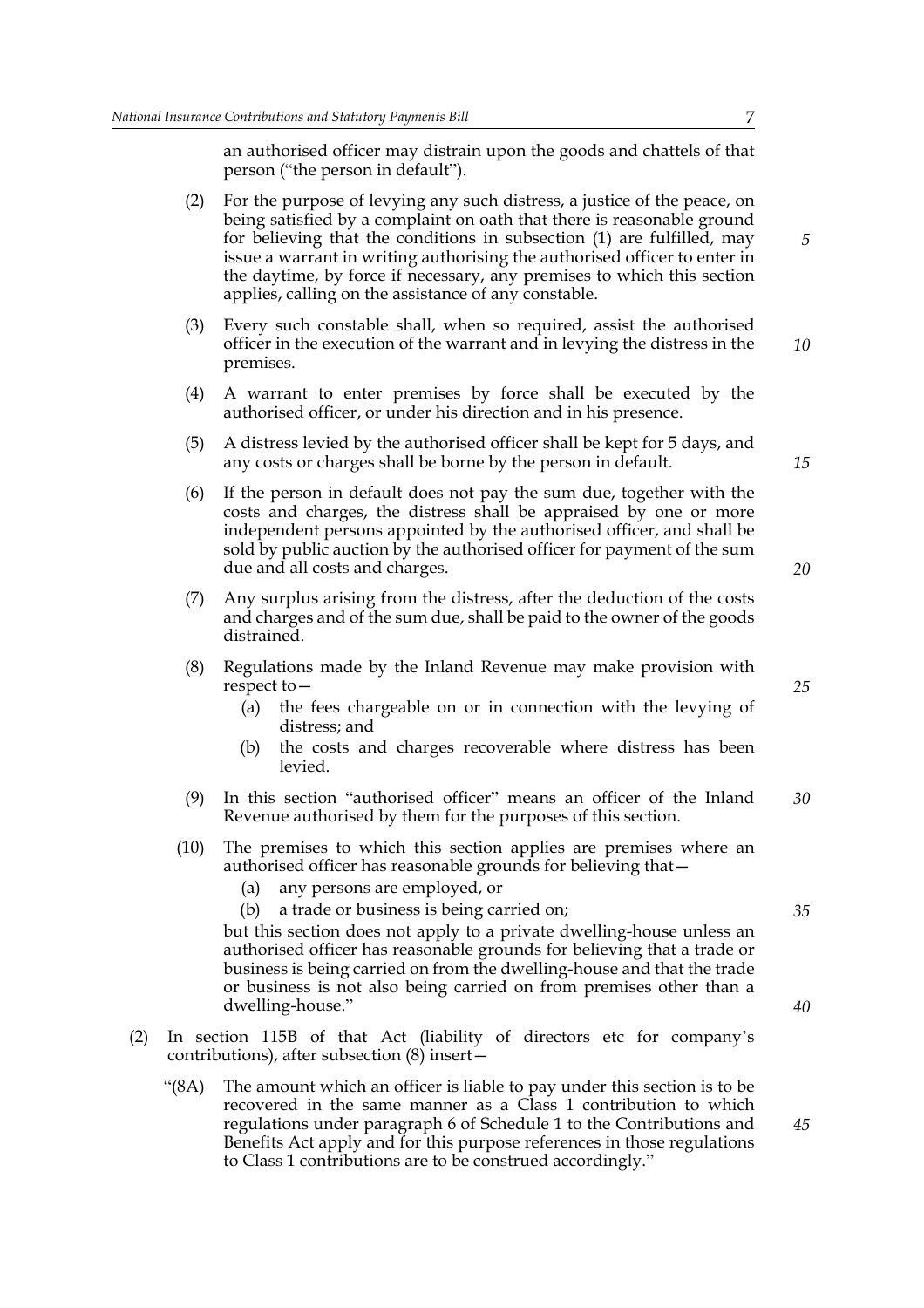an authorised officer may distrain upon the goods and chattels of that person ("the person in default").

(2) For the purpose of levying any such distress, a justice of the peace, on being satisfied by a complaint on oath that there is reasonable ground for believing that the conditions in subsection (1) are fulfilled, may issue a warrant in writing authorising the authorised officer to enter in the daytime, by force if necessary, any premises to which this section applies, calling on the assistance of any constable.

(3) Every such constable shall, when so required, assist the authorised officer in the execution of the warrant and in levying the distress in the premises.

(4) A warrant to enter premises by force shall be executed by the authorised officer, or under his direction and in his presence.

(5) A distress levied by the authorised officer shall be kept for 5 days, and any costs or charges shall be borne by the person in default.

(6) If the person in default does not pay the sum due, together with the costs and charges, the distress shall be appraised by one or more independent persons appointed by the authorised officer, and shall be sold by public auction by the authorised officer for payment of the sum due and all costs and charges.

(7) Any surplus arising from the distress, after the deduction of the costs and charges and of the sum due, shall be paid to the owner of the goods distrained.

(8) Regulations made by the Inland Revenue may make provision with respect to—
   (a) the fees chargeable on or in connection with the levying of distress; and
   (b) the costs and charges recoverable where distress has been levied.

(9) In this section "authorised officer" means an officer of the Inland Revenue authorised by them for the purposes of this section.

(10) The premises to which this section applies are premises where an authorised officer has reasonable grounds for believing that—
   (a) any persons are employed, or
   (b) a trade or business is being carried on;

but this section does not apply to a private dwelling-house unless an authorised officer has reasonable grounds for believing that a trade or business is being carried on from the dwelling-house and that the trade or business is not also being carried on from premises other than a dwelling-house."

(2) In section 115B of that Act (liability of directors etc for company's contributions), after subsection (8) insert—

"(8A) The amount which an officer is liable to pay under this section is to be recovered in the same manner as a Class 1 contribution to which regulations under paragraph 6 of Schedule 1 to the Contributions and Benefits Act apply and for this purpose references in those regulations to Class 1 contributions are to be construed accordingly."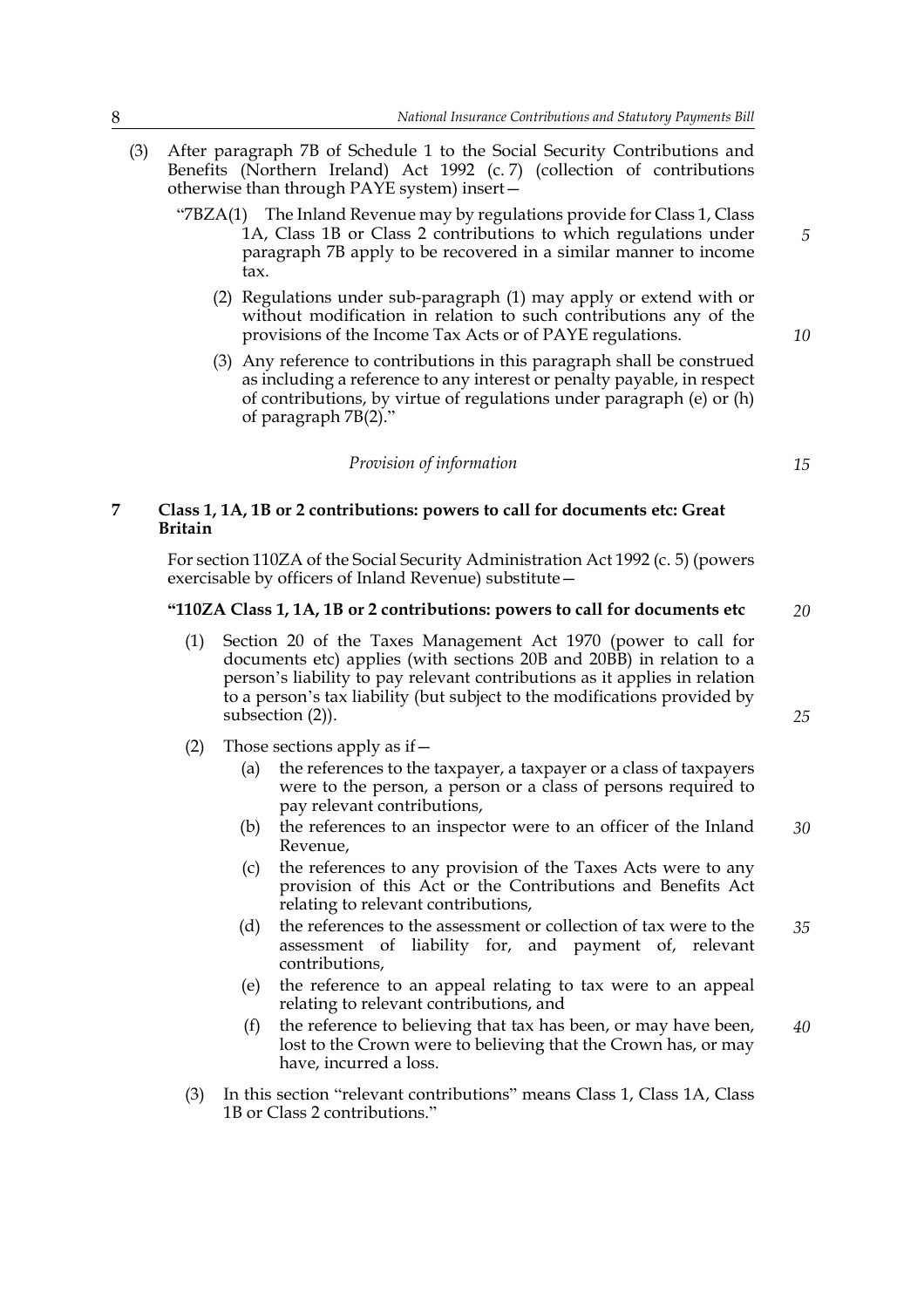(3) After paragraph 7B of Schedule 1 to the Social Security Contributions and Benefits (Northern Ireland) Act 1992 (c. 7) (collection of contributions otherwise than through PAYE system) insert—

"7BZA(1) The Inland Revenue may by regulations provide for Class 1, Class 1A, Class 1B or Class 2 contributions to which regulations under paragraph 7B apply to be recovered in a similar manner to income tax.

(2) Regulations under sub-paragraph (1) may apply or extend with or without modification in relation to such contributions any of the provisions of the Income Tax Acts or of PAYE regulations.

(3) Any reference to contributions in this paragraph shall be construed as including a reference to any interest or penalty payable, in respect of contributions, by virtue of regulations under paragraph (e) or (h) of paragraph 7B(2)."

*Provision of information*

**7 Class 1, 1A, 1B or 2 contributions: powers to call for documents etc: Great Britain**

For section 110ZA of the Social Security Administration Act 1992 (c. 5) (powers exercisable by officers of Inland Revenue) substitute—

**"110ZA Class 1, 1A, 1B or 2 contributions: powers to call for documents etc**

(1) Section 20 of the Taxes Management Act 1970 (power to call for documents etc) applies (with sections 20B and 20BB) in relation to a person's liability to pay relevant contributions as it applies in relation to a person's tax liability (but subject to the modifications provided by subsection (2)).

(2) Those sections apply as if—

(a) the references to the taxpayer, a taxpayer or a class of taxpayers were to the person, a person or a class of persons required to pay relevant contributions,

(b) the references to an inspector were to an officer of the Inland Revenue,

(c) the references to any provision of the Taxes Acts were to any provision of this Act or the Contributions and Benefits Act relating to relevant contributions,

(d) the references to the assessment or collection of tax were to the assessment of liability for, and payment of, relevant contributions,

(e) the reference to an appeal relating to tax were to an appeal relating to relevant contributions, and

(f) the reference to believing that tax has been, or may have been, lost to the Crown were to believing that the Crown has, or may have, incurred a loss.

(3) In this section "relevant contributions" means Class 1, Class 1A, Class 1B or Class 2 contributions."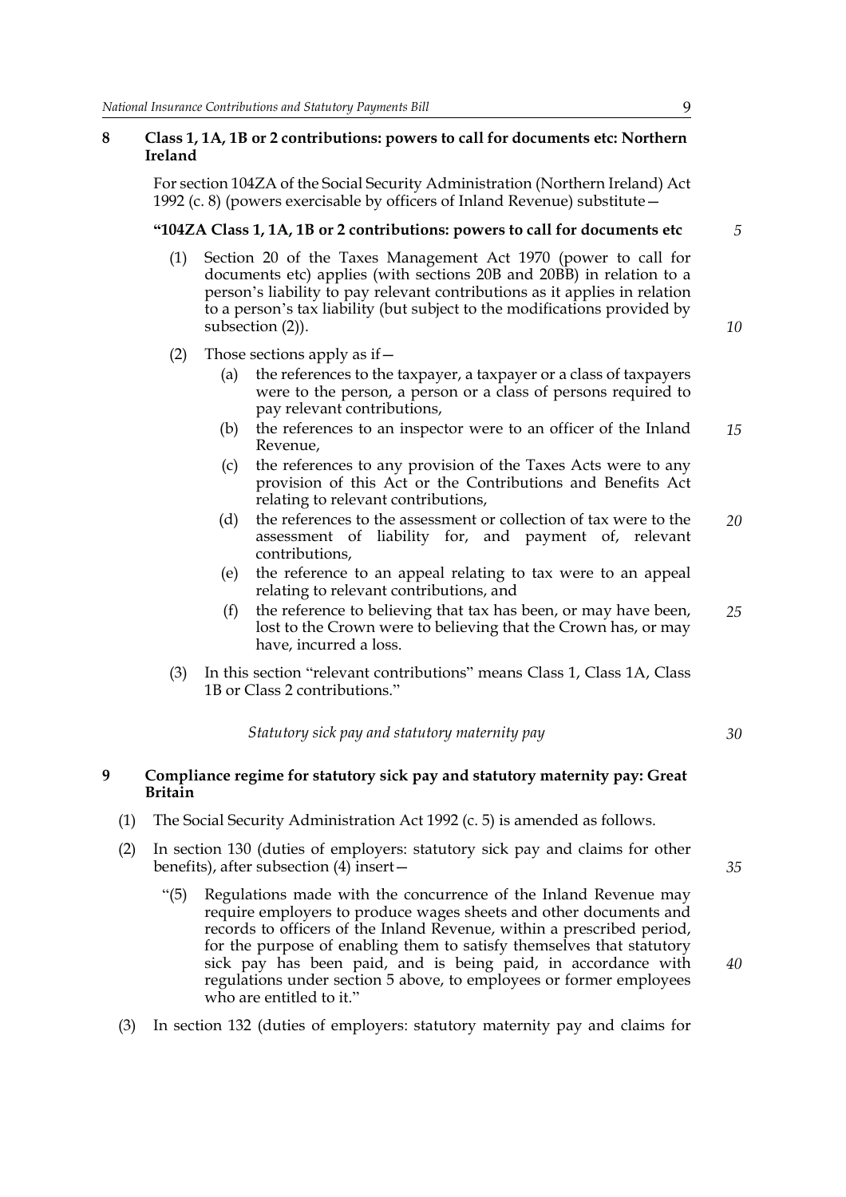### 8 Class 1, 1A, 1B or 2 contributions: powers to call for documents etc: Northern Ireland

For section 104ZA of the Social Security Administration (Northern Ireland) Act 1992 (c. 8) (powers exercisable by officers of Inland Revenue) substitute—

**"104ZA Class 1, 1A, 1B or 2 contributions: powers to call for documents etc**

(1) Section 20 of the Taxes Management Act 1970 (power to call for documents etc) applies (with sections 20B and 20BB) in relation to a person's liability to pay relevant contributions as it applies in relation to a person's tax liability (but subject to the modifications provided by subsection (2)).

(2) Those sections apply as if—

(a) the references to the taxpayer, a taxpayer or a class of taxpayers were to the person, a person or a class of persons required to pay relevant contributions,

(b) the references to an inspector were to an officer of the Inland Revenue,

(c) the references to any provision of the Taxes Acts were to any provision of this Act or the Contributions and Benefits Act relating to relevant contributions,

(d) the references to the assessment or collection of tax were to the assessment of liability for, and payment of, relevant contributions,

(e) the reference to an appeal relating to tax were to an appeal relating to relevant contributions, and

(f) the reference to believing that tax has been, or may have been, lost to the Crown were to believing that the Crown has, or may have, incurred a loss.

(3) In this section "relevant contributions" means Class 1, Class 1A, Class 1B or Class 2 contributions."

*Statutory sick pay and statutory maternity pay*

### 9 Compliance regime for statutory sick pay and statutory maternity pay: Great Britain

(1) The Social Security Administration Act 1992 (c. 5) is amended as follows.

(2) In section 130 (duties of employers: statutory sick pay and claims for other benefits), after subsection (4) insert—

"(5) Regulations made with the concurrence of the Inland Revenue may require employers to produce wages sheets and other documents and records to officers of the Inland Revenue, within a prescribed period, for the purpose of enabling them to satisfy themselves that statutory sick pay has been paid, and is being paid, in accordance with regulations under section 5 above, to employees or former employees who are entitled to it."

(3) In section 132 (duties of employers: statutory maternity pay and claims for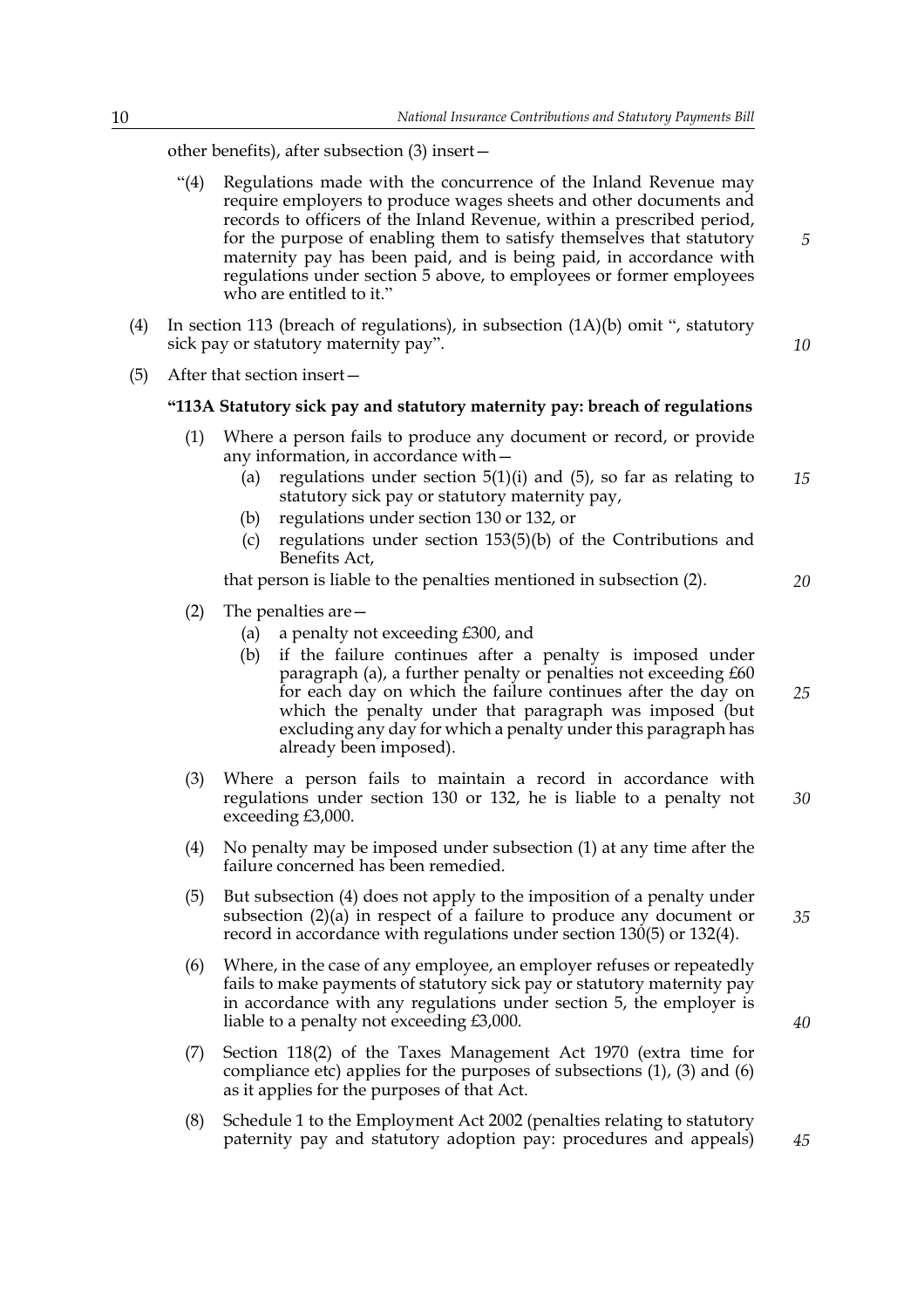other benefits), after subsection (3) insert—

"(4) Regulations made with the concurrence of the Inland Revenue may require employers to produce wages sheets and other documents and records to officers of the Inland Revenue, within a prescribed period, for the purpose of enabling them to satisfy themselves that statutory maternity pay has been paid, and is being paid, in accordance with regulations under section 5 above, to employees or former employees who are entitled to it."

(4) In section 113 (breach of regulations), in subsection (1A)(b) omit ", statutory sick pay or statutory maternity pay".

(5) After that section insert—

**"113A Statutory sick pay and statutory maternity pay: breach of regulations**

(1) Where a person fails to produce any document or record, or provide any information, in accordance with—

(a) regulations under section 5(1)(i) and (5), so far as relating to statutory sick pay or statutory maternity pay,

(b) regulations under section 130 or 132, or

(c) regulations under section 153(5)(b) of the Contributions and Benefits Act,

that person is liable to the penalties mentioned in subsection (2).

(2) The penalties are—

(a) a penalty not exceeding £300, and

(b) if the failure continues after a penalty is imposed under paragraph (a), a further penalty or penalties not exceeding £60 for each day on which the failure continues after the day on which the penalty under that paragraph was imposed (but excluding any day for which a penalty under this paragraph has already been imposed).

(3) Where a person fails to maintain a record in accordance with regulations under section 130 or 132, he is liable to a penalty not exceeding £3,000.

(4) No penalty may be imposed under subsection (1) at any time after the failure concerned has been remedied.

(5) But subsection (4) does not apply to the imposition of a penalty under subsection (2)(a) in respect of a failure to produce any document or record in accordance with regulations under section 130(5) or 132(4).

(6) Where, in the case of any employee, an employer refuses or repeatedly fails to make payments of statutory sick pay or statutory maternity pay in accordance with any regulations under section 5, the employer is liable to a penalty not exceeding £3,000.

(7) Section 118(2) of the Taxes Management Act 1970 (extra time for compliance etc) applies for the purposes of subsections (1), (3) and (6) as it applies for the purposes of that Act.

(8) Schedule 1 to the Employment Act 2002 (penalties relating to statutory paternity pay and statutory adoption pay: procedures and appeals)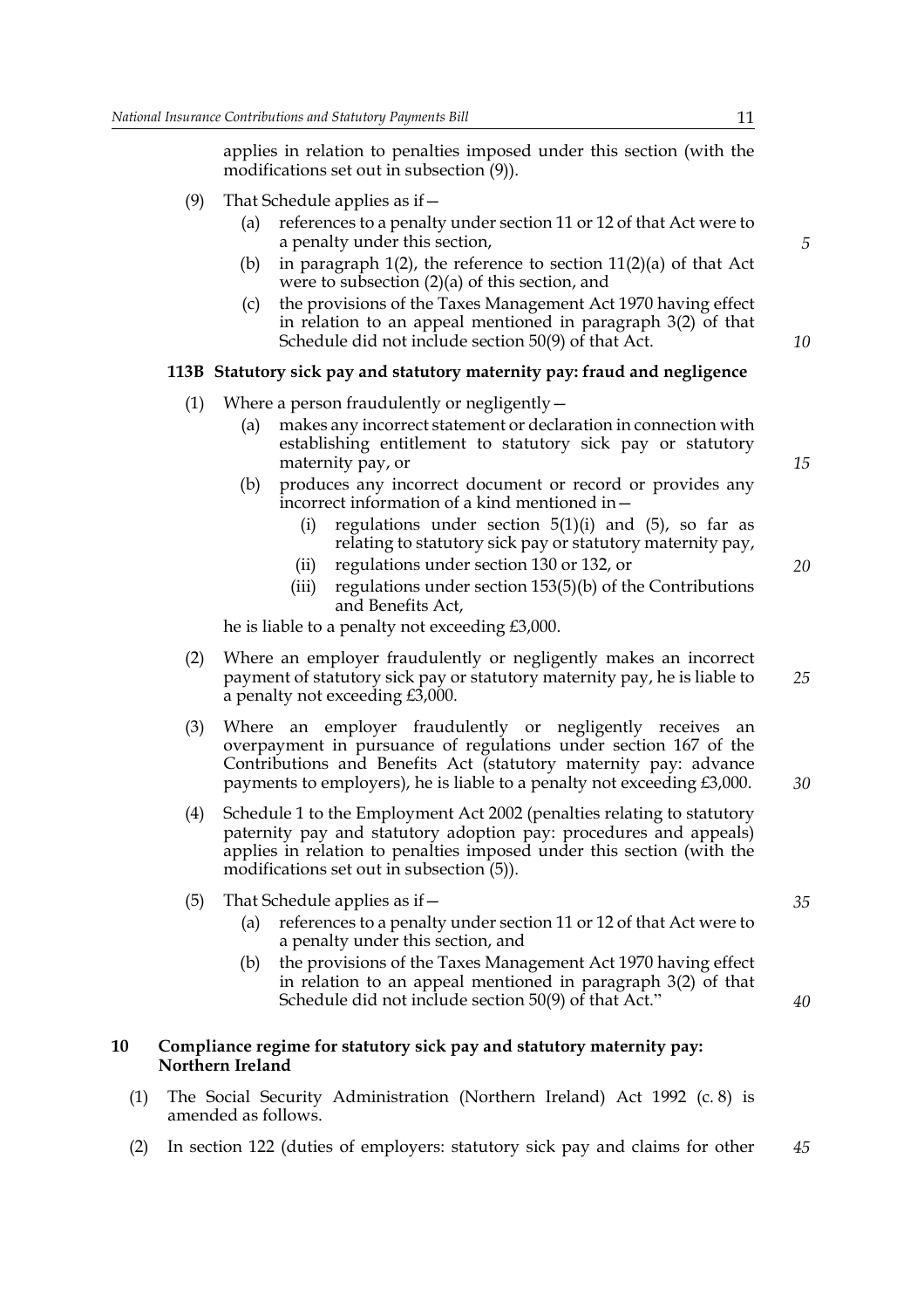applies in relation to penalties imposed under this section (with the modifications set out in subsection (9)).

(9) That Schedule applies as if—

(a) references to a penalty under section 11 or 12 of that Act were to a penalty under this section,

(b) in paragraph 1(2), the reference to section 11(2)(a) of that Act were to subsection (2)(a) of this section, and

(c) the provisions of the Taxes Management Act 1970 having effect in relation to an appeal mentioned in paragraph 3(2) of that Schedule did not include section 50(9) of that Act.

**113B Statutory sick pay and statutory maternity pay: fraud and negligence**

(1) Where a person fraudulently or negligently—

(a) makes any incorrect statement or declaration in connection with establishing entitlement to statutory sick pay or statutory maternity pay, or

(b) produces any incorrect document or record or provides any incorrect information of a kind mentioned in—

(i) regulations under section 5(1)(i) and (5), so far as relating to statutory sick pay or statutory maternity pay,

(ii) regulations under section 130 or 132, or

(iii) regulations under section 153(5)(b) of the Contributions and Benefits Act,

he is liable to a penalty not exceeding £3,000.

(2) Where an employer fraudulently or negligently makes an incorrect payment of statutory sick pay or statutory maternity pay, he is liable to a penalty not exceeding £3,000.

(3) Where an employer fraudulently or negligently receives an overpayment in pursuance of regulations under section 167 of the Contributions and Benefits Act (statutory maternity pay: advance payments to employers), he is liable to a penalty not exceeding £3,000.

(4) Schedule 1 to the Employment Act 2002 (penalties relating to statutory paternity pay and statutory adoption pay: procedures and appeals) applies in relation to penalties imposed under this section (with the modifications set out in subsection (5)).

(5) That Schedule applies as if—

(a) references to a penalty under section 11 or 12 of that Act were to a penalty under this section, and

(b) the provisions of the Taxes Management Act 1970 having effect in relation to an appeal mentioned in paragraph 3(2) of that Schedule did not include section 50(9) of that Act."

**10 Compliance regime for statutory sick pay and statutory maternity pay: Northern Ireland**

(1) The Social Security Administration (Northern Ireland) Act 1992 (c. 8) is amended as follows.

(2) In section 122 (duties of employers: statutory sick pay and claims for other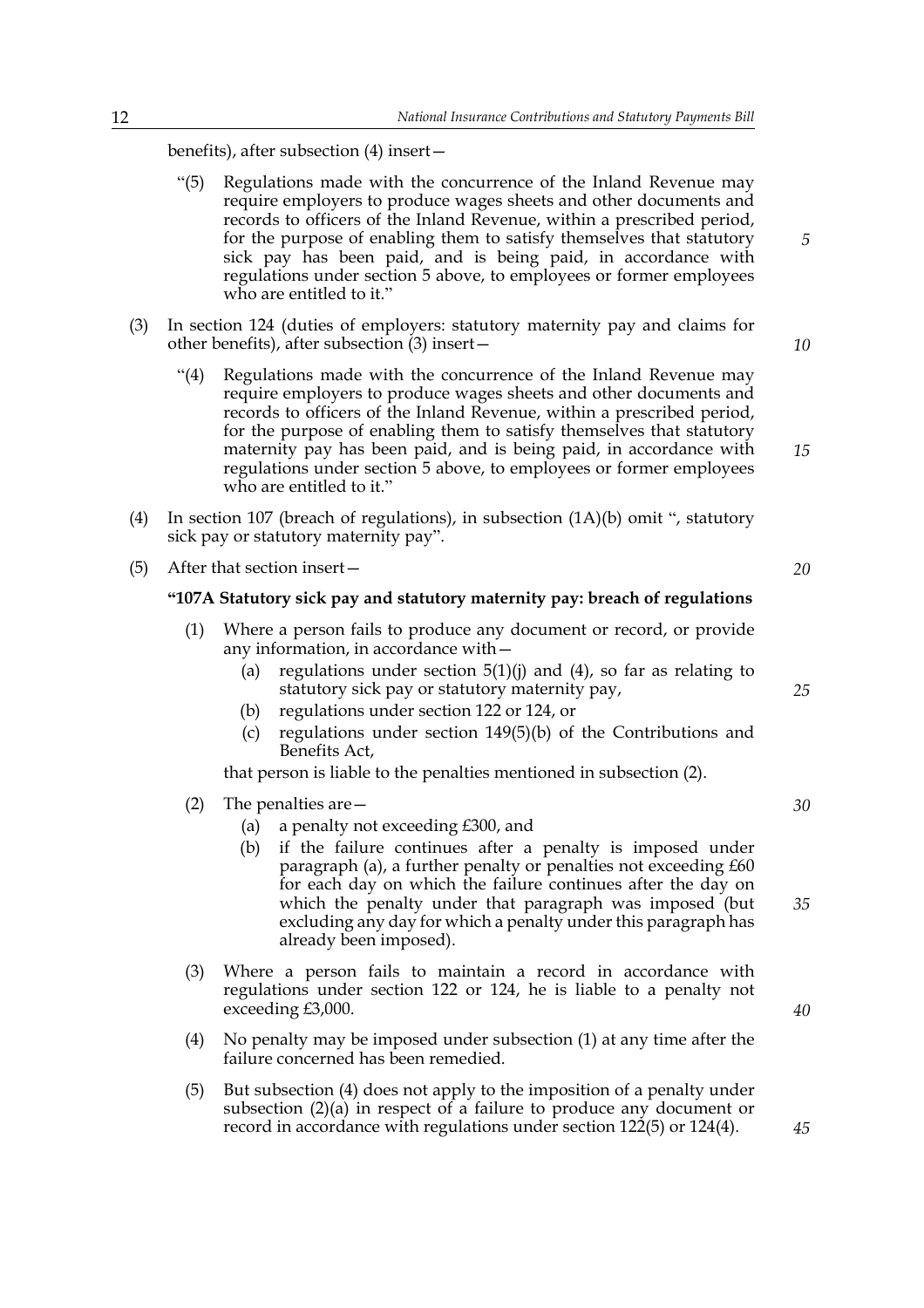benefits), after subsection (4) insert—

"(5) Regulations made with the concurrence of the Inland Revenue may require employers to produce wages sheets and other documents and records to officers of the Inland Revenue, within a prescribed period, for the purpose of enabling them to satisfy themselves that statutory sick pay has been paid, and is being paid, in accordance with regulations under section 5 above, to employees or former employees who are entitled to it."

(3) In section 124 (duties of employers: statutory maternity pay and claims for other benefits), after subsection (3) insert—

"(4) Regulations made with the concurrence of the Inland Revenue may require employers to produce wages sheets and other documents and records to officers of the Inland Revenue, within a prescribed period, for the purpose of enabling them to satisfy themselves that statutory maternity pay has been paid, and is being paid, in accordance with regulations under section 5 above, to employees or former employees who are entitled to it."

(4) In section 107 (breach of regulations), in subsection (1A)(b) omit ", statutory sick pay or statutory maternity pay".

(5) After that section insert—

**"107A Statutory sick pay and statutory maternity pay: breach of regulations**

(1) Where a person fails to produce any document or record, or provide any information, in accordance with—

(a) regulations under section 5(1)(j) and (4), so far as relating to statutory sick pay or statutory maternity pay,

(b) regulations under section 122 or 124, or

(c) regulations under section 149(5)(b) of the Contributions and Benefits Act,

that person is liable to the penalties mentioned in subsection (2).

(2) The penalties are—

(a) a penalty not exceeding £300, and

(b) if the failure continues after a penalty is imposed under paragraph (a), a further penalty or penalties not exceeding £60 for each day on which the failure continues after the day on which the penalty under that paragraph was imposed (but excluding any day for which a penalty under this paragraph has already been imposed).

(3) Where a person fails to maintain a record in accordance with regulations under section 122 or 124, he is liable to a penalty not exceeding £3,000.

(4) No penalty may be imposed under subsection (1) at any time after the failure concerned has been remedied.

(5) But subsection (4) does not apply to the imposition of a penalty under subsection (2)(a) in respect of a failure to produce any document or record in accordance with regulations under section 122(5) or 124(4).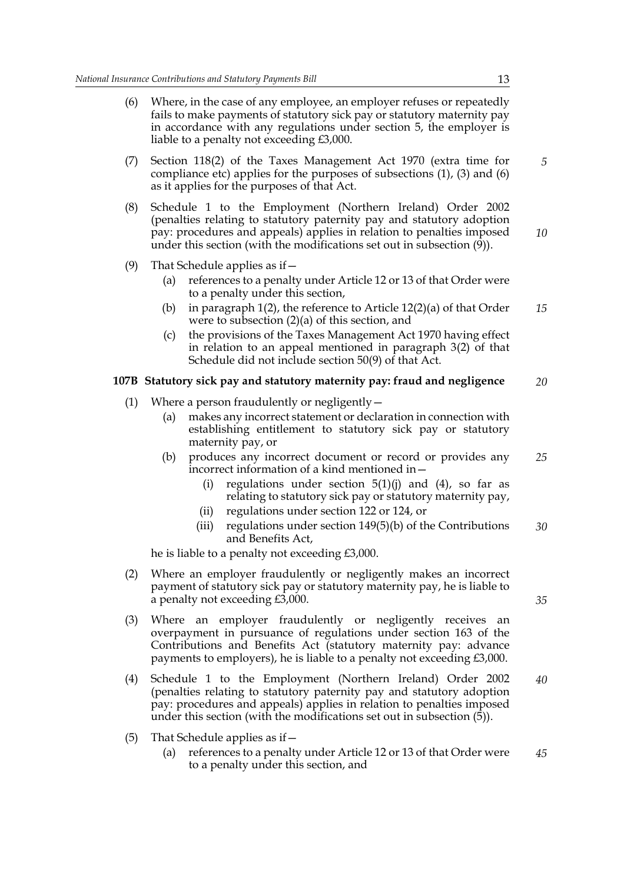(6) Where, in the case of any employee, an employer refuses or repeatedly fails to make payments of statutory sick pay or statutory maternity pay in accordance with any regulations under section 5, the employer is liable to a penalty not exceeding £3,000.

(7) Section 118(2) of the Taxes Management Act 1970 (extra time for compliance etc) applies for the purposes of subsections (1), (3) and (6) as it applies for the purposes of that Act.

(8) Schedule 1 to the Employment (Northern Ireland) Order 2002 (penalties relating to statutory paternity pay and statutory adoption pay: procedures and appeals) applies in relation to penalties imposed under this section (with the modifications set out in subsection (9)).

(9) That Schedule applies as if—

(a) references to a penalty under Article 12 or 13 of that Order were to a penalty under this section,

(b) in paragraph 1(2), the reference to Article 12(2)(a) of that Order were to subsection (2)(a) of this section, and

(c) the provisions of the Taxes Management Act 1970 having effect in relation to an appeal mentioned in paragraph 3(2) of that Schedule did not include section 50(9) of that Act.

**107B Statutory sick pay and statutory maternity pay: fraud and negligence**

(1) Where a person fraudulently or negligently—

(a) makes any incorrect statement or declaration in connection with establishing entitlement to statutory sick pay or statutory maternity pay, or

(b) produces any incorrect document or record or provides any incorrect information of a kind mentioned in—

(i) regulations under section 5(1)(j) and (4), so far as relating to statutory sick pay or statutory maternity pay,

(ii) regulations under section 122 or 124, or

(iii) regulations under section 149(5)(b) of the Contributions and Benefits Act,

he is liable to a penalty not exceeding £3,000.

(2) Where an employer fraudulently or negligently makes an incorrect payment of statutory sick pay or statutory maternity pay, he is liable to a penalty not exceeding £3,000.

(3) Where an employer fraudulently or negligently receives an overpayment in pursuance of regulations under section 163 of the Contributions and Benefits Act (statutory maternity pay: advance payments to employers), he is liable to a penalty not exceeding £3,000.

(4) Schedule 1 to the Employment (Northern Ireland) Order 2002 (penalties relating to statutory paternity pay and statutory adoption pay: procedures and appeals) applies in relation to penalties imposed under this section (with the modifications set out in subsection (5)).

(5) That Schedule applies as if—

(a) references to a penalty under Article 12 or 13 of that Order were to a penalty under this section, and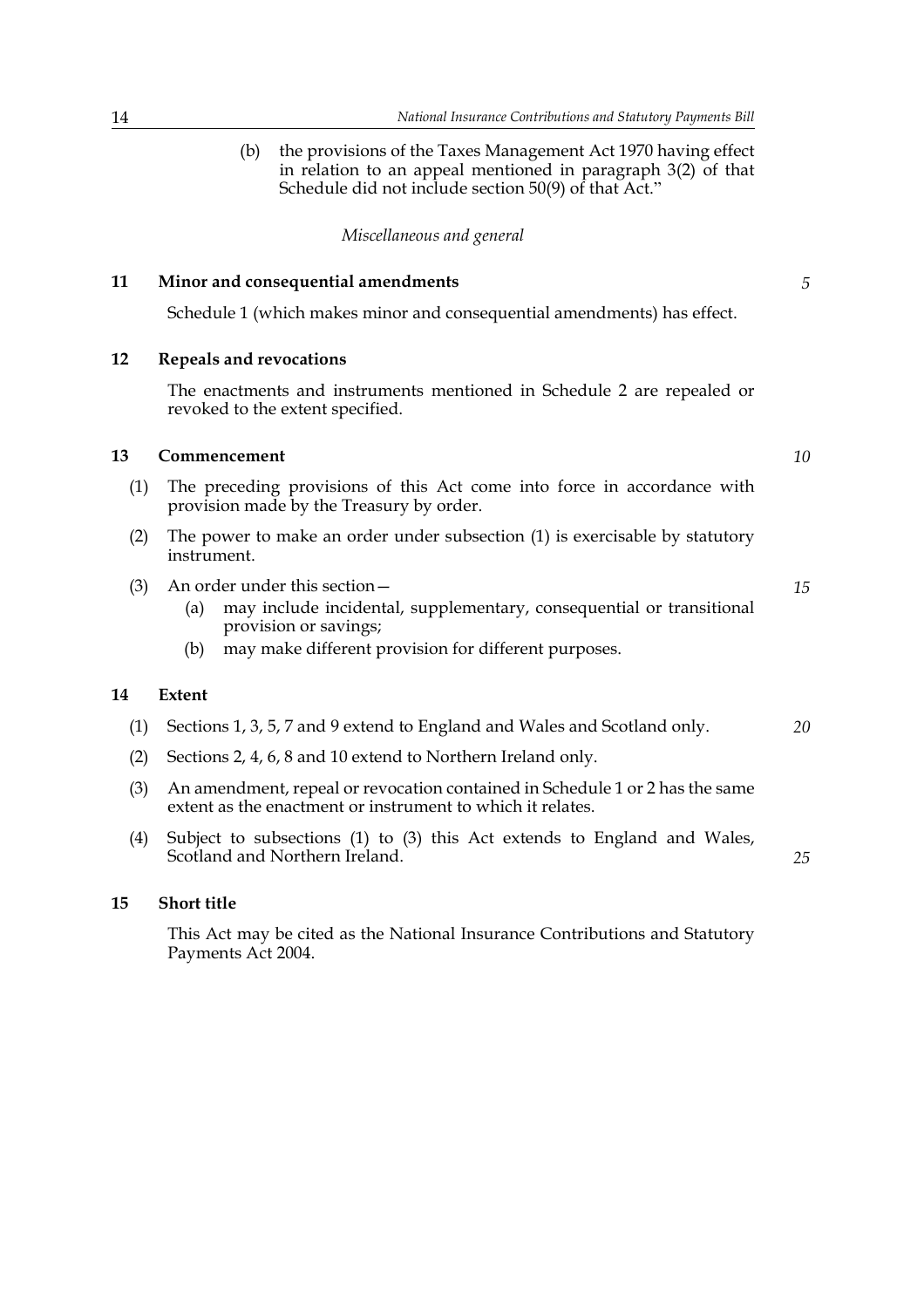(b) the provisions of the Taxes Management Act 1970 having effect in relation to an appeal mentioned in paragraph 3(2) of that Schedule did not include section 50(9) of that Act."

*Miscellaneous and general*

**11 Minor and consequential amendments**

Schedule 1 (which makes minor and consequential amendments) has effect.

**12 Repeals and revocations**

The enactments and instruments mentioned in Schedule 2 are repealed or revoked to the extent specified.

**13 Commencement**

(1) The preceding provisions of this Act come into force in accordance with provision made by the Treasury by order.

(2) The power to make an order under subsection (1) is exercisable by statutory instrument.

(3) An order under this section—

(a) may include incidental, supplementary, consequential or transitional provision or savings;

(b) may make different provision for different purposes.

**14 Extent**

(1) Sections 1, 3, 5, 7 and 9 extend to England and Wales and Scotland only.

(2) Sections 2, 4, 6, 8 and 10 extend to Northern Ireland only.

(3) An amendment, repeal or revocation contained in Schedule 1 or 2 has the same extent as the enactment or instrument to which it relates.

(4) Subject to subsections (1) to (3) this Act extends to England and Wales, Scotland and Northern Ireland.

**15 Short title**

This Act may be cited as the National Insurance Contributions and Statutory Payments Act 2004.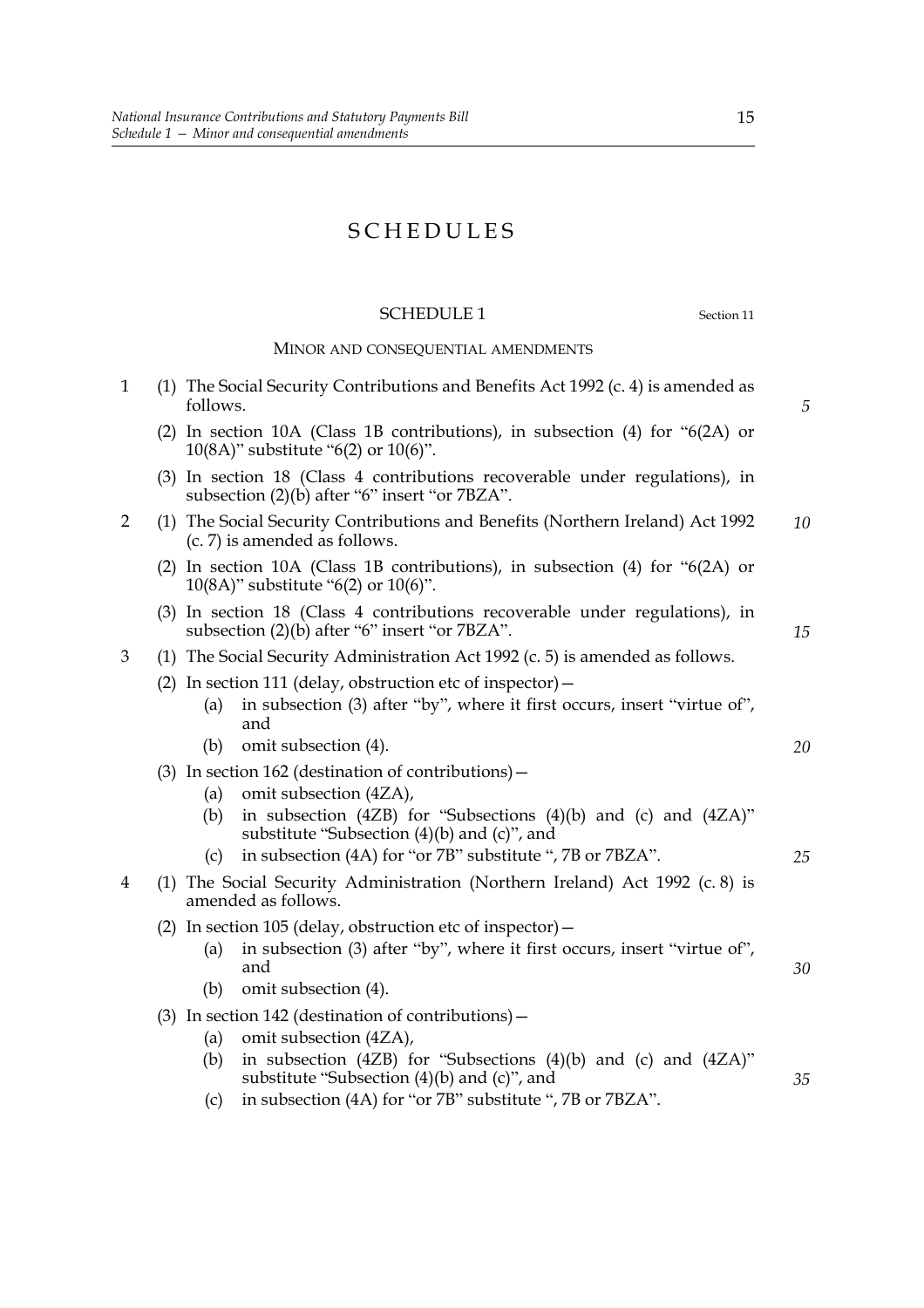# SCHEDULES

## SCHEDULE 1

Section 11

### MINOR AND CONSEQUENTIAL AMENDMENTS

1 (1) The Social Security Contributions and Benefits Act 1992 (c. 4) is amended as follows.

(2) In section 10A (Class 1B contributions), in subsection (4) for "6(2A) or 10(8A)" substitute "6(2) or 10(6)".

(3) In section 18 (Class 4 contributions recoverable under regulations), in subsection (2)(b) after "6" insert "or 7BZA".

2 (1) The Social Security Contributions and Benefits (Northern Ireland) Act 1992 (c. 7) is amended as follows.

(2) In section 10A (Class 1B contributions), in subsection (4) for "6(2A) or 10(8A)" substitute "6(2) or 10(6)".

(3) In section 18 (Class 4 contributions recoverable under regulations), in subsection (2)(b) after "6" insert "or 7BZA".

3 (1) The Social Security Administration Act 1992 (c. 5) is amended as follows.

(2) In section 111 (delay, obstruction etc of inspector)—

(a) in subsection (3) after "by", where it first occurs, insert "virtue of", and

(b) omit subsection (4).

(3) In section 162 (destination of contributions)—

(a) omit subsection (4ZA),

(b) in subsection (4ZB) for "Subsections (4)(b) and (c) and (4ZA)" substitute "Subsection (4)(b) and (c)", and

(c) in subsection (4A) for "or 7B" substitute ", 7B or 7BZA".

4 (1) The Social Security Administration (Northern Ireland) Act 1992 (c. 8) is amended as follows.

(2) In section 105 (delay, obstruction etc of inspector)—

(a) in subsection (3) after "by", where it first occurs, insert "virtue of", and

(b) omit subsection (4).

(3) In section 142 (destination of contributions)—

(a) omit subsection (4ZA),

(b) in subsection (4ZB) for "Subsections (4)(b) and (c) and (4ZA)" substitute "Subsection (4)(b) and (c)", and

(c) in subsection (4A) for "or 7B" substitute ", 7B or 7BZA".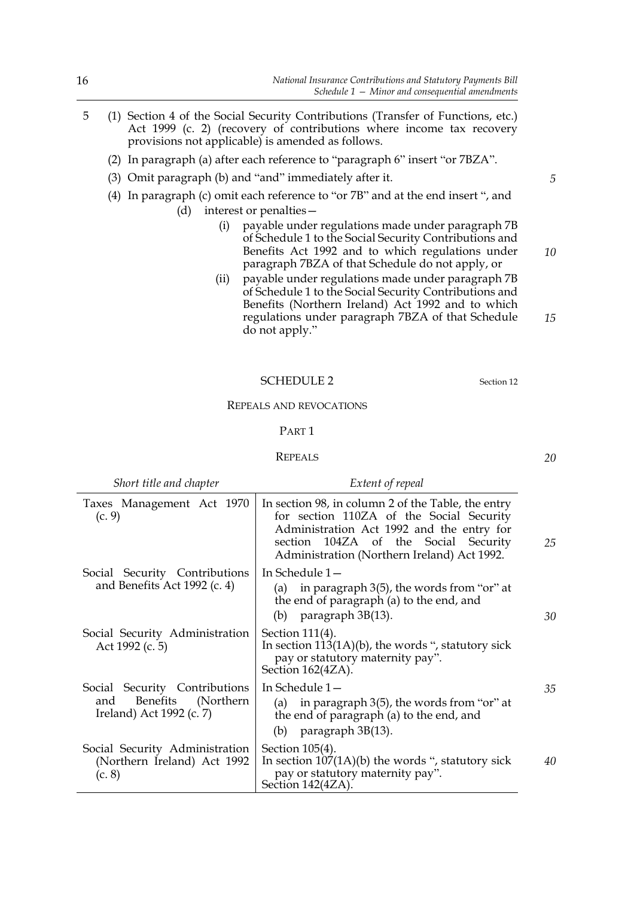5 (1) Section 4 of the Social Security Contributions (Transfer of Functions, etc.) Act 1999 (c. 2) (recovery of contributions where income tax recovery provisions not applicable) is amended as follows.

(2) In paragraph (a) after each reference to "paragraph 6" insert "or 7BZA".

(3) Omit paragraph (b) and "and" immediately after it.

(4) In paragraph (c) omit each reference to "or 7B" and at the end insert ", and

(d) interest or penalties—

(i) payable under regulations made under paragraph 7B of Schedule 1 to the Social Security Contributions and Benefits Act 1992 and to which regulations under paragraph 7BZA of that Schedule do not apply, or

(ii) payable under regulations made under paragraph 7B of Schedule 1 to the Social Security Contributions and Benefits (Northern Ireland) Act 1992 and to which regulations under paragraph 7BZA of that Schedule do not apply."

## SCHEDULE 2

Section 12

### REPEALS AND REVOCATIONS

#### PART 1

#### REPEALS

| *Short title and chapter* | *Extent of repeal* |
|---|---|
| Taxes Management Act 1970 (c. 9) | In section 98, in column 2 of the Table, the entry for section 110ZA of the Social Security Administration Act 1992 and the entry for section 104ZA of the Social Security Administration (Northern Ireland) Act 1992. |
| Social Security Contributions and Benefits Act 1992 (c. 4) | In Schedule 1— (a) in paragraph 3(5), the words from "or" at the end of paragraph (a) to the end, and (b) paragraph 3B(13). |
| Social Security Administration Act 1992 (c. 5) | Section 111(4). In section 113(1A)(b), the words ", statutory sick pay or statutory maternity pay". Section 162(4ZA). |
| Social Security Contributions and Benefits (Northern Ireland) Act 1992 (c. 7) | In Schedule 1— (a) in paragraph 3(5), the words from "or" at the end of paragraph (a) to the end, and (b) paragraph 3B(13). |
| Social Security Administration (Northern Ireland) Act 1992 (c. 8) | Section 105(4). In section 107(1A)(b) the words ", statutory sick pay or statutory maternity pay". Section 142(4ZA). |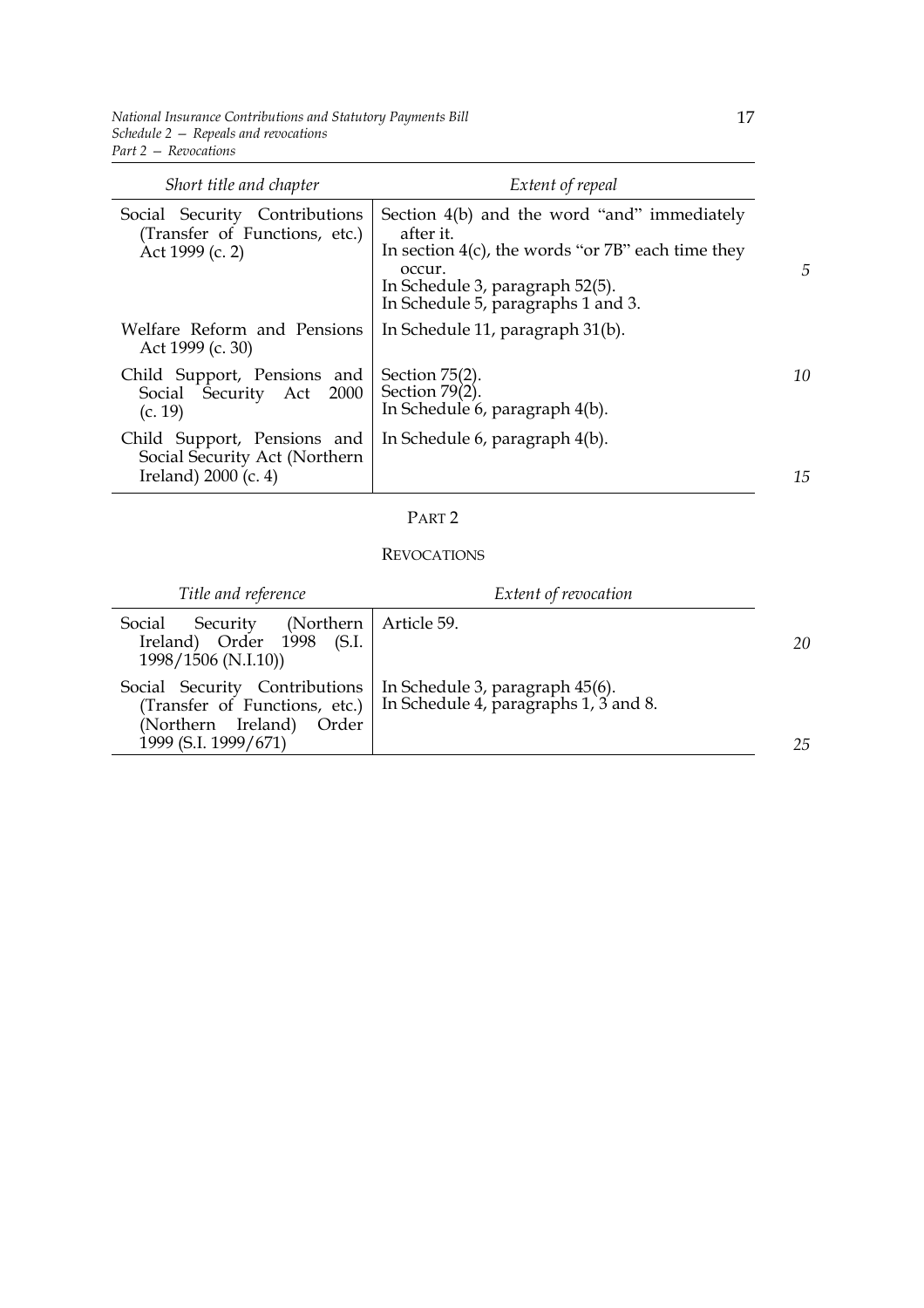| Short title and chapter | Extent of repeal |
|---|---|
| Social Security Contributions (Transfer of Functions, etc.) Act 1999 (c. 2) | Section 4(b) and the word "and" immediately after it. In section 4(c), the words "or 7B" each time they occur. In Schedule 3, paragraph 52(5). In Schedule 5, paragraphs 1 and 3. |
| Welfare Reform and Pensions Act 1999 (c. 30) | In Schedule 11, paragraph 31(b). |
| Child Support, Pensions and Social Security Act 2000 (c. 19) | Section 75(2). Section 79(2). In Schedule 6, paragraph 4(b). |
| Child Support, Pensions and Social Security Act (Northern Ireland) 2000 (c. 4) | In Schedule 6, paragraph 4(b). |

## PART 2

## REVOCATIONS

| Title and reference | Extent of revocation |
|---|---|
| Social Security (Northern Ireland) Order 1998 (S.I. 1998/1506 (N.I.10)) | Article 59. |
| Social Security Contributions (Transfer of Functions, etc.) (Northern Ireland) Order 1999 (S.I. 1999/671) | In Schedule 3, paragraph 45(6). In Schedule 4, paragraphs 1, 3 and 8. |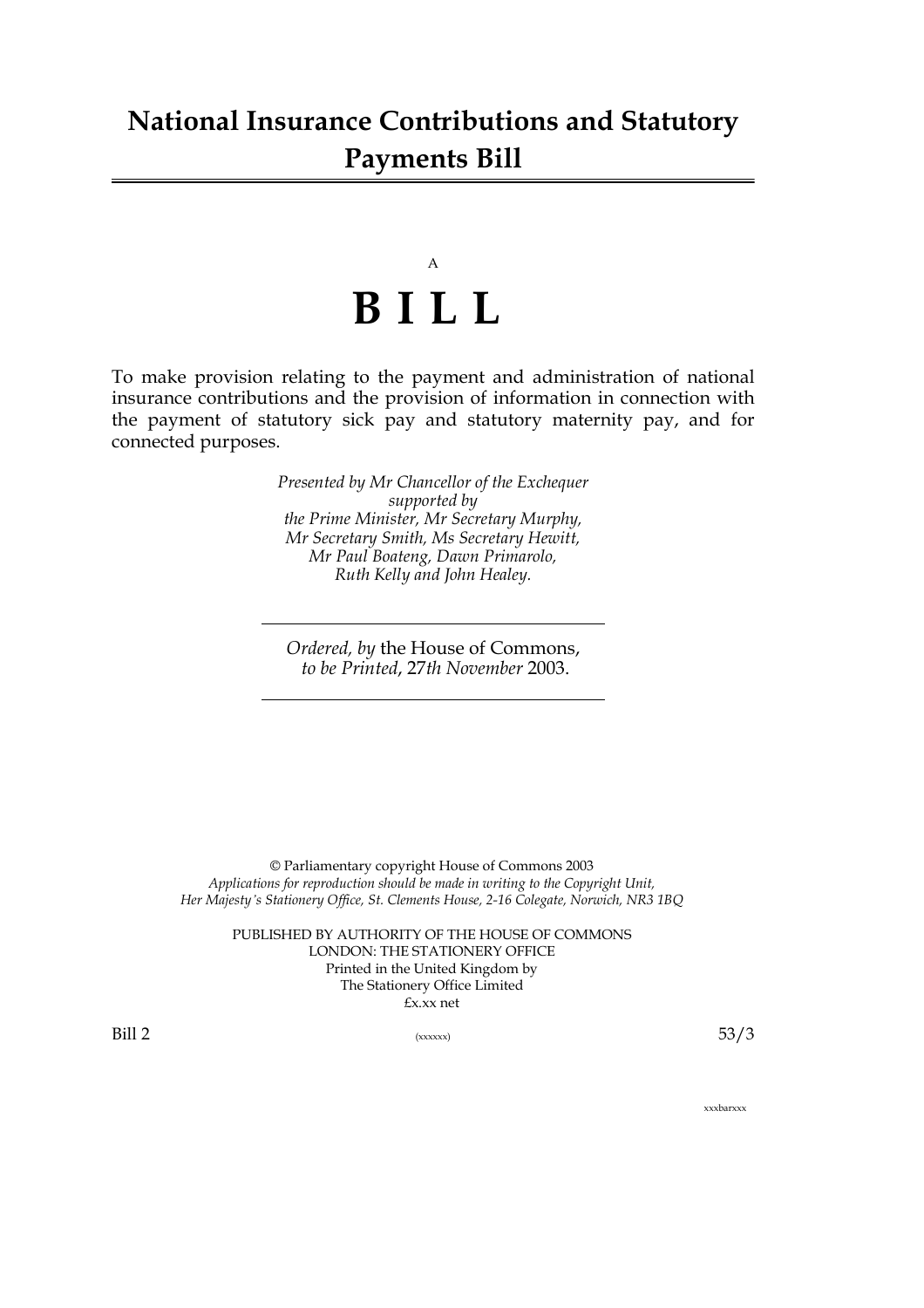# National Insurance Contributions and Statutory Payments Bill

A

# B I L L

To make provision relating to the payment and administration of national insurance contributions and the provision of information in connection with the payment of statutory sick pay and statutory maternity pay, and for connected purposes.

*Presented by Mr Chancellor of the Exchequer*
*supported by*
*the Prime Minister, Mr Secretary Murphy,*
*Mr Secretary Smith, Ms Secretary Hewitt,*
*Mr Paul Boateng, Dawn Primarolo,*
*Ruth Kelly and John Healey.*

*Ordered, by* the House of Commons, *to be Printed*, 27*th November* 2003.

© Parliamentary copyright House of Commons 2003
*Applications for reproduction should be made in writing to the Copyright Unit, Her Majesty's Stationery Office, St. Clements House, 2-16 Colegate, Norwich, NR3 1BQ*

PUBLISHED BY AUTHORITY OF THE HOUSE OF COMMONS
LONDON: THE STATIONERY OFFICE
Printed in the United Kingdom by
The Stationery Office Limited
£x.xx net

Bill 2 (xxxxxx) 53/3

xxxbarxxx